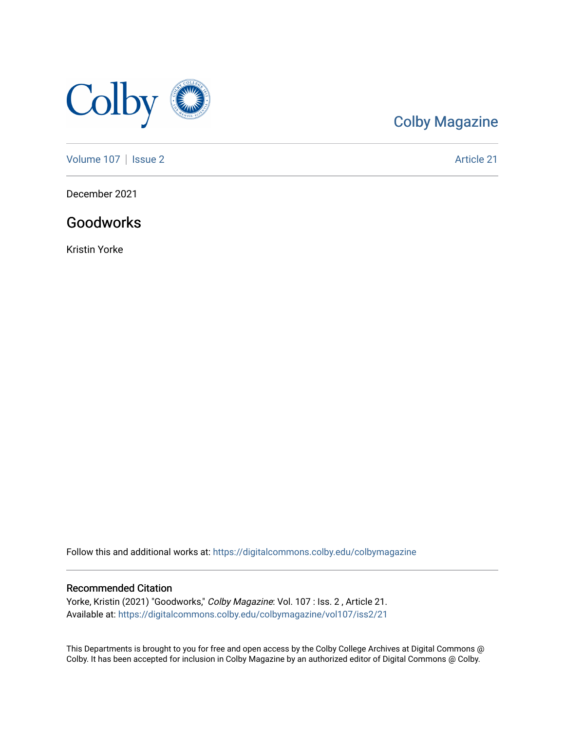Colby Magazine

Volume 107 | Issue 2 Article 21

December 2021

# Goodworks

Kristin Yorke

Follow this and additional works at: https://digitalcommons.colby.edu/colbymagazine

## Recommended Citation

Yorke, Kristin (2021) "Goodworks," *Colby Magazine*: Vol. 107 : Iss. 2 , Article 21.
Available at: https://digitalcommons.colby.edu/colbymagazine/vol107/iss2/21

This Departments is brought to you for free and open access by the Colby College Archives at Digital Commons @ Colby. It has been accepted for inclusion in Colby Magazine by an authorized editor of Digital Commons @ Colby.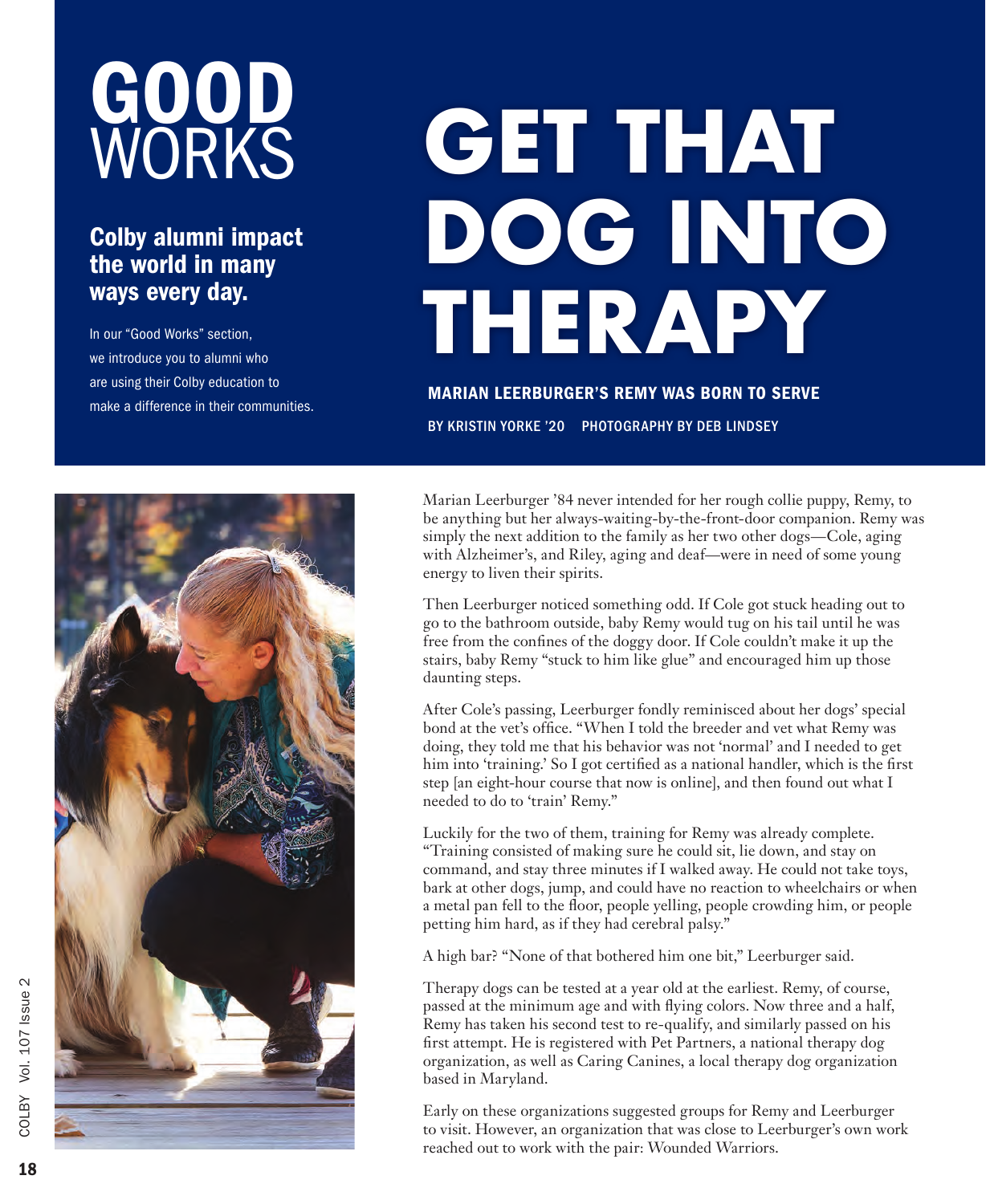# GOOD WORKS

**Colby alumni impact the world in many ways every day.**

In our "Good Works" section, we introduce you to alumni who are using their Colby education to make a difference in their communities.

# GET THAT DOG INTO THERAPY

## MARIAN LEERBURGER'S REMY WAS BORN TO SERVE

BY KRISTIN YORKE '20 PHOTOGRAPHY BY DEB LINDSEY

Marian Leerburger '84 never intended for her rough collie puppy, Remy, to be anything but her always-waiting-by-the-front-door companion. Remy was simply the next addition to the family as her two other dogs—Cole, aging with Alzheimer's, and Riley, aging and deaf—were in need of some young energy to liven their spirits.

Then Leerburger noticed something odd. If Cole got stuck heading out to go to the bathroom outside, baby Remy would tug on his tail until he was free from the confines of the doggy door. If Cole couldn't make it up the stairs, baby Remy "stuck to him like glue" and encouraged him up those daunting steps.

After Cole's passing, Leerburger fondly reminisced about her dogs' special bond at the vet's office. "When I told the breeder and vet what Remy was doing, they told me that his behavior was not 'normal' and I needed to get him into 'training.' So I got certified as a national handler, which is the first step [an eight-hour course that now is online], and then found out what I needed to do to 'train' Remy."

Luckily for the two of them, training for Remy was already complete. "Training consisted of making sure he could sit, lie down, and stay on command, and stay three minutes if I walked away. He could not take toys, bark at other dogs, jump, and could have no reaction to wheelchairs or when a metal pan fell to the floor, people yelling, people crowding him, or people petting him hard, as if they had cerebral palsy."

A high bar? "None of that bothered him one bit," Leerburger said.

Therapy dogs can be tested at a year old at the earliest. Remy, of course, passed at the minimum age and with flying colors. Now three and a half, Remy has taken his second test to re-qualify, and similarly passed on his first attempt. He is registered with Pet Partners, a national therapy dog organization, as well as Caring Canines, a local therapy dog organization based in Maryland.

Early on these organizations suggested groups for Remy and Leerburger to visit. However, an organization that was close to Leerburger's own work reached out to work with the pair: Wounded Warriors.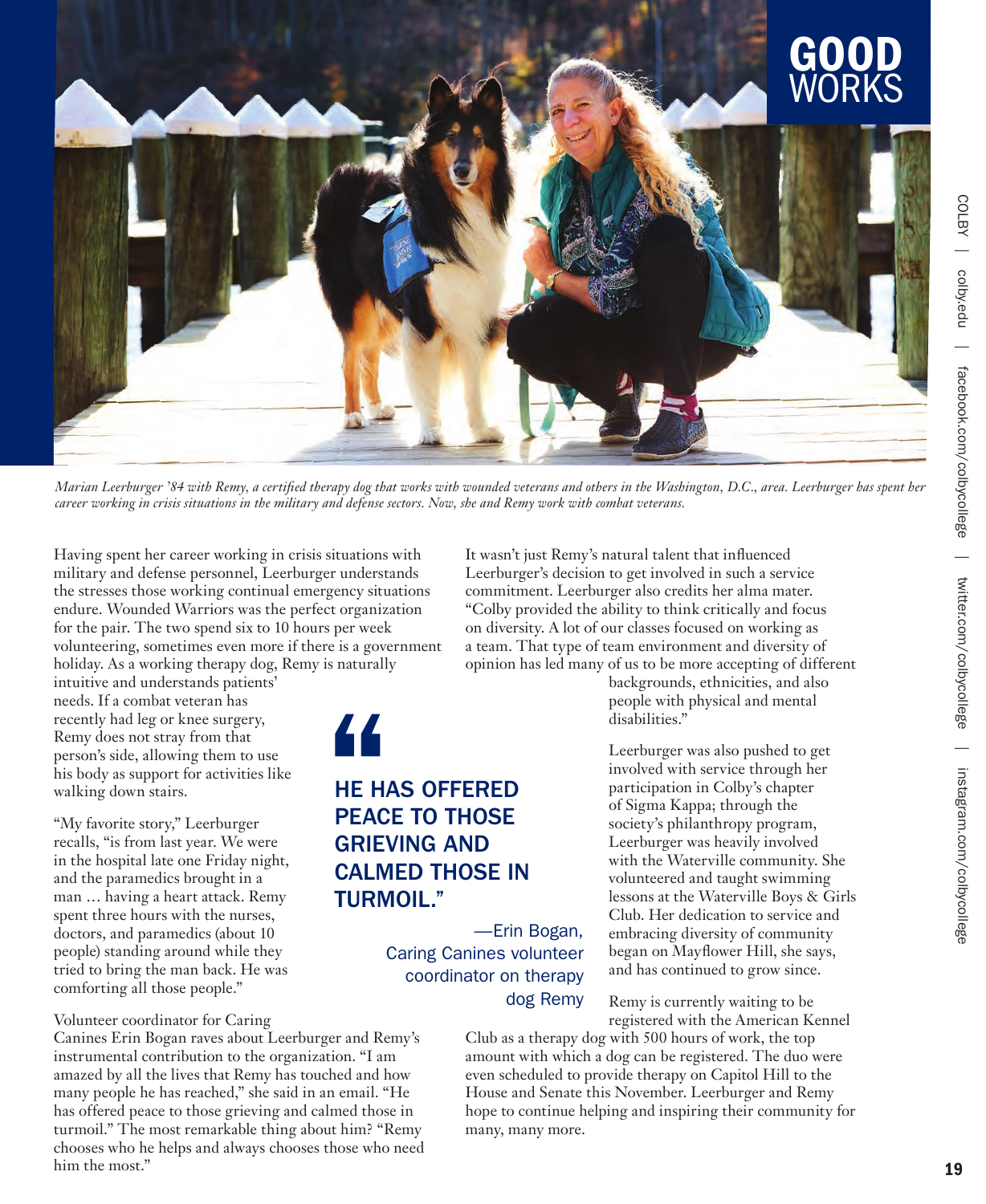# GOOD WORKS

*Marian Leerburger '84 with Remy, a certified therapy dog that works with wounded veterans and others in the Washington, D.C., area. Leerburger has spent her career working in crisis situations in the military and defense sectors. Now, she and Remy work with combat veterans.*

Having spent her career working in crisis situations with military and defense personnel, Leerburger understands the stresses those working continual emergency situations endure. Wounded Warriors was the perfect organization for the pair. The two spend six to 10 hours per week volunteering, sometimes even more if there is a government holiday. As a working therapy dog, Remy is naturally intuitive and understands patients' needs. If a combat veteran has recently had leg or knee surgery, Remy does not stray from that person's side, allowing them to use his body as support for activities like walking down stairs.

"My favorite story," Leerburger recalls, "is from last year. We were in the hospital late one Friday night, and the paramedics brought in a man … having a heart attack. Remy spent three hours with the nurses, doctors, and paramedics (about 10 people) standing around while they tried to bring the man back. He was comforting all those people."

Volunteer coordinator for Caring Canines Erin Bogan raves about Leerburger and Remy's instrumental contribution to the organization. "I am amazed by all the lives that Remy has touched and how many people he has reached," she said in an email. "He has offered peace to those grieving and calmed those in turmoil." The most remarkable thing about him? "Remy chooses who he helps and always chooses those who need him the most."

> **"HE HAS OFFERED PEACE TO THOSE GRIEVING AND CALMED THOSE IN TURMOIL."**
>
> —Erin Bogan, Caring Canines volunteer coordinator on therapy dog Remy

It wasn't just Remy's natural talent that influenced Leerburger's decision to get involved in such a service commitment. Leerburger also credits her alma mater. "Colby provided the ability to think critically and focus on diversity. A lot of our classes focused on working as a team. That type of team environment and diversity of opinion has led many of us to be more accepting of different backgrounds, ethnicities, and also people with physical and mental disabilities."

Leerburger was also pushed to get involved with service through her participation in Colby's chapter of Sigma Kappa; through the society's philanthropy program, Leerburger was heavily involved with the Waterville community. She volunteered and taught swimming lessons at the Waterville Boys & Girls Club. Her dedication to service and embracing diversity of community began on Mayflower Hill, she says, and has continued to grow since.

Remy is currently waiting to be registered with the American Kennel Club as a therapy dog with 500 hours of work, the top amount with which a dog can be registered. The duo were even scheduled to provide therapy on Capitol Hill to the House and Senate this November. Leerburger and Remy hope to continue helping and inspiring their community for many, many more.